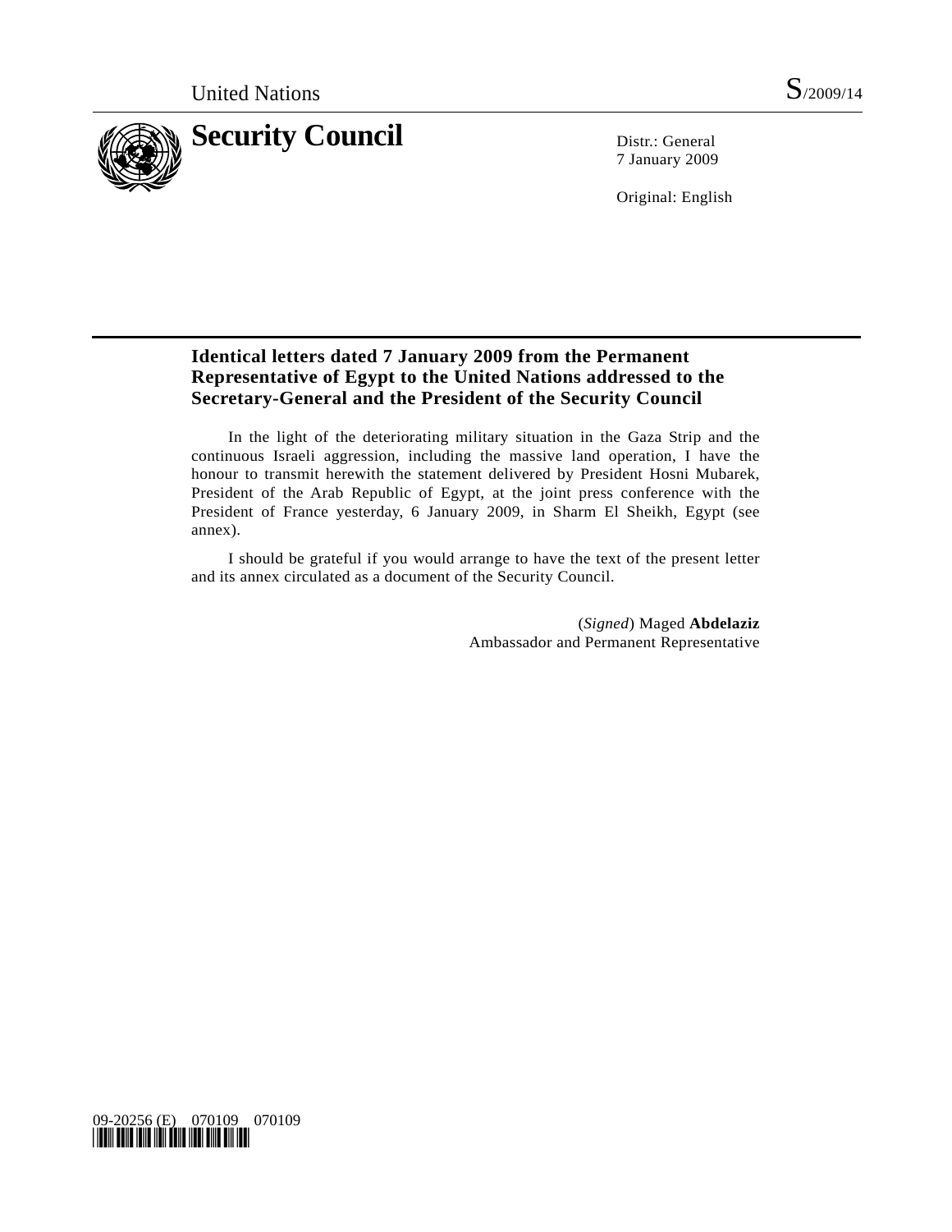United Nations S/2009/14

# Security Council

Distr.: General
7 January 2009

Original: English

## Identical letters dated 7 January 2009 from the Permanent Representative of Egypt to the United Nations addressed to the Secretary-General and the President of the Security Council

In the light of the deteriorating military situation in the Gaza Strip and the continuous Israeli aggression, including the massive land operation, I have the honour to transmit herewith the statement delivered by President Hosni Mubarek, President of the Arab Republic of Egypt, at the joint press conference with the President of France yesterday, 6 January 2009, in Sharm El Sheikh, Egypt (see annex).

I should be grateful if you would arrange to have the text of the present letter and its annex circulated as a document of the Security Council.

(*Signed*) Maged **Abdelaziz**
Ambassador and Permanent Representative

09-20256 (E) 070109 070109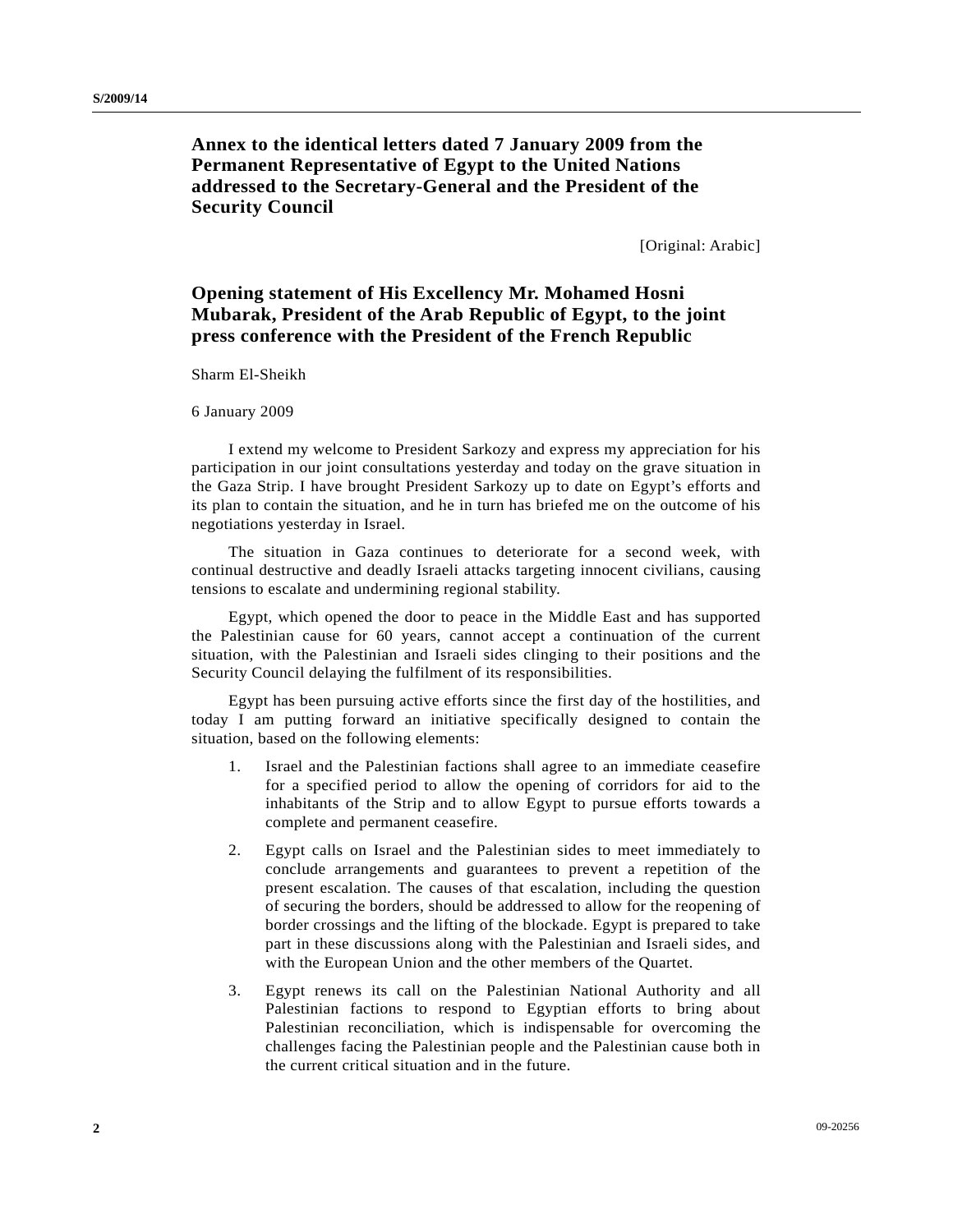## Annex to the identical letters dated 7 January 2009 from the Permanent Representative of Egypt to the United Nations addressed to the Secretary-General and the President of the Security Council

[Original: Arabic]

## Opening statement of His Excellency Mr. Mohamed Hosni Mubarak, President of the Arab Republic of Egypt, to the joint press conference with the President of the French Republic

Sharm El-Sheikh

6 January 2009

I extend my welcome to President Sarkozy and express my appreciation for his participation in our joint consultations yesterday and today on the grave situation in the Gaza Strip. I have brought President Sarkozy up to date on Egypt's efforts and its plan to contain the situation, and he in turn has briefed me on the outcome of his negotiations yesterday in Israel.

The situation in Gaza continues to deteriorate for a second week, with continual destructive and deadly Israeli attacks targeting innocent civilians, causing tensions to escalate and undermining regional stability.

Egypt, which opened the door to peace in the Middle East and has supported the Palestinian cause for 60 years, cannot accept a continuation of the current situation, with the Palestinian and Israeli sides clinging to their positions and the Security Council delaying the fulfilment of its responsibilities.

Egypt has been pursuing active efforts since the first day of the hostilities, and today I am putting forward an initiative specifically designed to contain the situation, based on the following elements:

1. Israel and the Palestinian factions shall agree to an immediate ceasefire for a specified period to allow the opening of corridors for aid to the inhabitants of the Strip and to allow Egypt to pursue efforts towards a complete and permanent ceasefire.

2. Egypt calls on Israel and the Palestinian sides to meet immediately to conclude arrangements and guarantees to prevent a repetition of the present escalation. The causes of that escalation, including the question of securing the borders, should be addressed to allow for the reopening of border crossings and the lifting of the blockade. Egypt is prepared to take part in these discussions along with the Palestinian and Israeli sides, and with the European Union and the other members of the Quartet.

3. Egypt renews its call on the Palestinian National Authority and all Palestinian factions to respond to Egyptian efforts to bring about Palestinian reconciliation, which is indispensable for overcoming the challenges facing the Palestinian people and the Palestinian cause both in the current critical situation and in the future.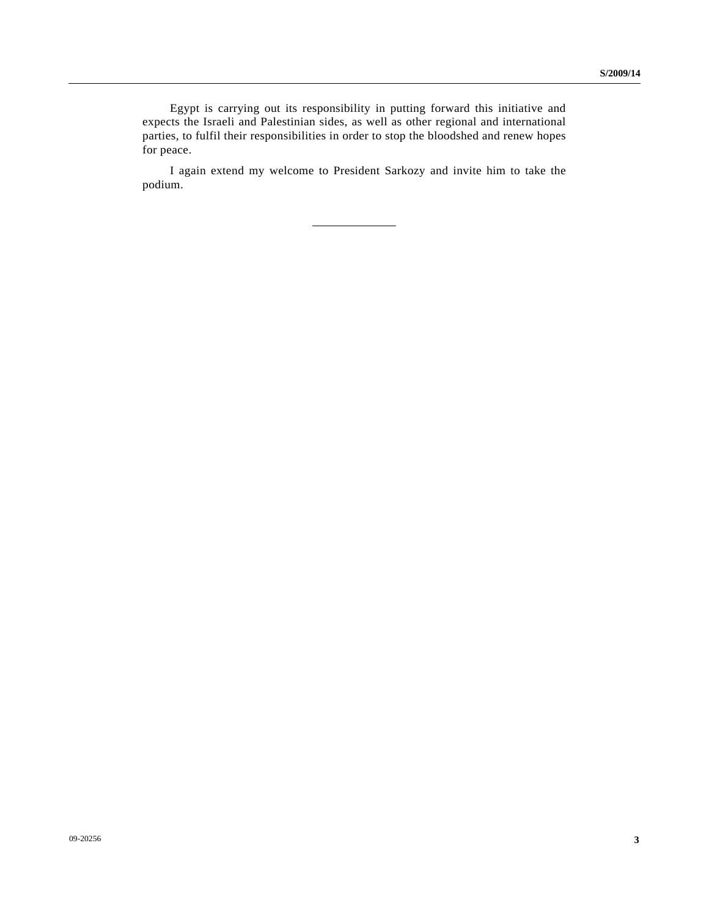Egypt is carrying out its responsibility in putting forward this initiative and expects the Israeli and Palestinian sides, as well as other regional and international parties, to fulfil their responsibilities in order to stop the bloodshed and renew hopes for peace.

I again extend my welcome to President Sarkozy and invite him to take the podium.

---